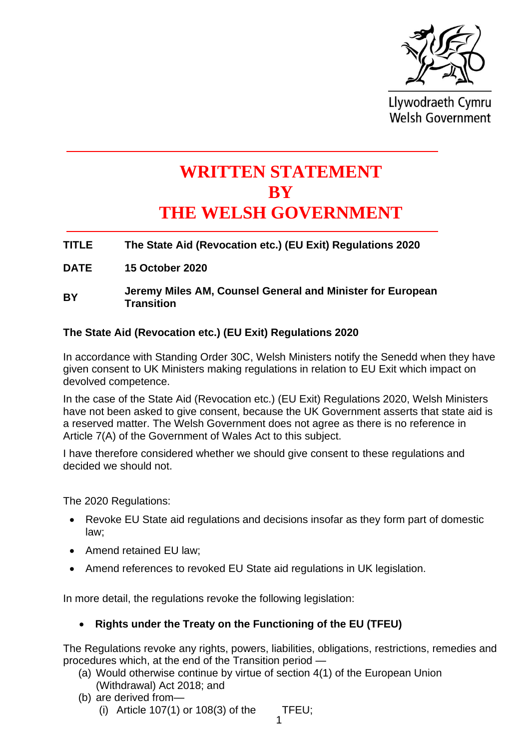Llywodraeth Cymru
Welsh Government

# WRITTEN STATEMENT BY THE WELSH GOVERNMENT

**TITLE** **The State Aid (Revocation etc.) (EU Exit) Regulations 2020**

**DATE** **15 October 2020**

**BY** **Jeremy Miles AM, Counsel General and Minister for European Transition**

## The State Aid (Revocation etc.) (EU Exit) Regulations 2020

In accordance with Standing Order 30C, Welsh Ministers notify the Senedd when they have given consent to UK Ministers making regulations in relation to EU Exit which impact on devolved competence.

In the case of the State Aid (Revocation etc.) (EU Exit) Regulations 2020, Welsh Ministers have not been asked to give consent, because the UK Government asserts that state aid is a reserved matter. The Welsh Government does not agree as there is no reference in Article 7(A) of the Government of Wales Act to this subject.

I have therefore considered whether we should give consent to these regulations and decided we should not.

The 2020 Regulations:

- Revoke EU State aid regulations and decisions insofar as they form part of domestic law;
- Amend retained EU law;
- Amend references to revoked EU State aid regulations in UK legislation.

In more detail, the regulations revoke the following legislation:

- **Rights under the Treaty on the Functioning of the EU (TFEU)**

The Regulations revoke any rights, powers, liabilities, obligations, restrictions, remedies and procedures which, at the end of the Transition period —

(a) Would otherwise continue by virtue of section 4(1) of the European Union (Withdrawal) Act 2018; and

(b) are derived from—

(i) Article 107(1) or 108(3) of the TFEU;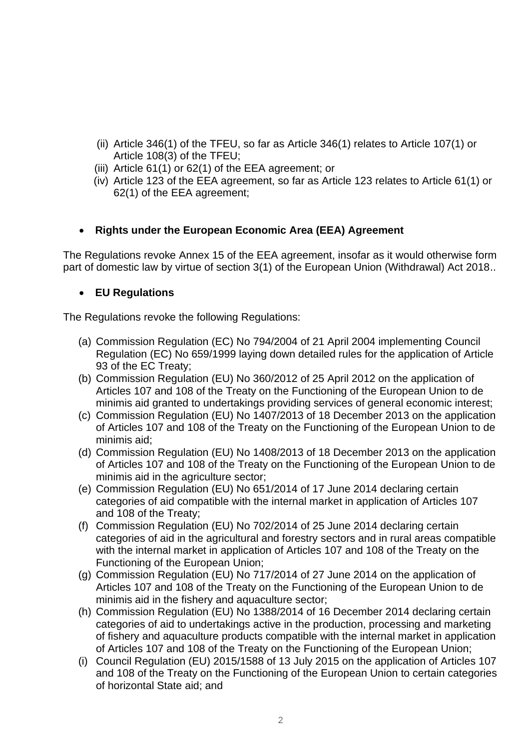(ii) Article 346(1) of the TFEU, so far as Article 346(1) relates to Article 107(1) or Article 108(3) of the TFEU;
(iii) Article 61(1) or 62(1) of the EEA agreement; or
(iv) Article 123 of the EEA agreement, so far as Article 123 relates to Article 61(1) or 62(1) of the EEA agreement;

- **Rights under the European Economic Area (EEA) Agreement**

The Regulations revoke Annex 15 of the EEA agreement, insofar as it would otherwise form part of domestic law by virtue of section 3(1) of the European Union (Withdrawal) Act 2018..

- **EU Regulations**

The Regulations revoke the following Regulations:

(a) Commission Regulation (EC) No 794/2004 of 21 April 2004 implementing Council Regulation (EC) No 659/1999 laying down detailed rules for the application of Article 93 of the EC Treaty;
(b) Commission Regulation (EU) No 360/2012 of 25 April 2012 on the application of Articles 107 and 108 of the Treaty on the Functioning of the European Union to de minimis aid granted to undertakings providing services of general economic interest;
(c) Commission Regulation (EU) No 1407/2013 of 18 December 2013 on the application of Articles 107 and 108 of the Treaty on the Functioning of the European Union to de minimis aid;
(d) Commission Regulation (EU) No 1408/2013 of 18 December 2013 on the application of Articles 107 and 108 of the Treaty on the Functioning of the European Union to de minimis aid in the agriculture sector;
(e) Commission Regulation (EU) No 651/2014 of 17 June 2014 declaring certain categories of aid compatible with the internal market in application of Articles 107 and 108 of the Treaty;
(f) Commission Regulation (EU) No 702/2014 of 25 June 2014 declaring certain categories of aid in the agricultural and forestry sectors and in rural areas compatible with the internal market in application of Articles 107 and 108 of the Treaty on the Functioning of the European Union;
(g) Commission Regulation (EU) No 717/2014 of 27 June 2014 on the application of Articles 107 and 108 of the Treaty on the Functioning of the European Union to de minimis aid in the fishery and aquaculture sector;
(h) Commission Regulation (EU) No 1388/2014 of 16 December 2014 declaring certain categories of aid to undertakings active in the production, processing and marketing of fishery and aquaculture products compatible with the internal market in application of Articles 107 and 108 of the Treaty on the Functioning of the European Union;
(i) Council Regulation (EU) 2015/1588 of 13 July 2015 on the application of Articles 107 and 108 of the Treaty on the Functioning of the European Union to certain categories of horizontal State aid; and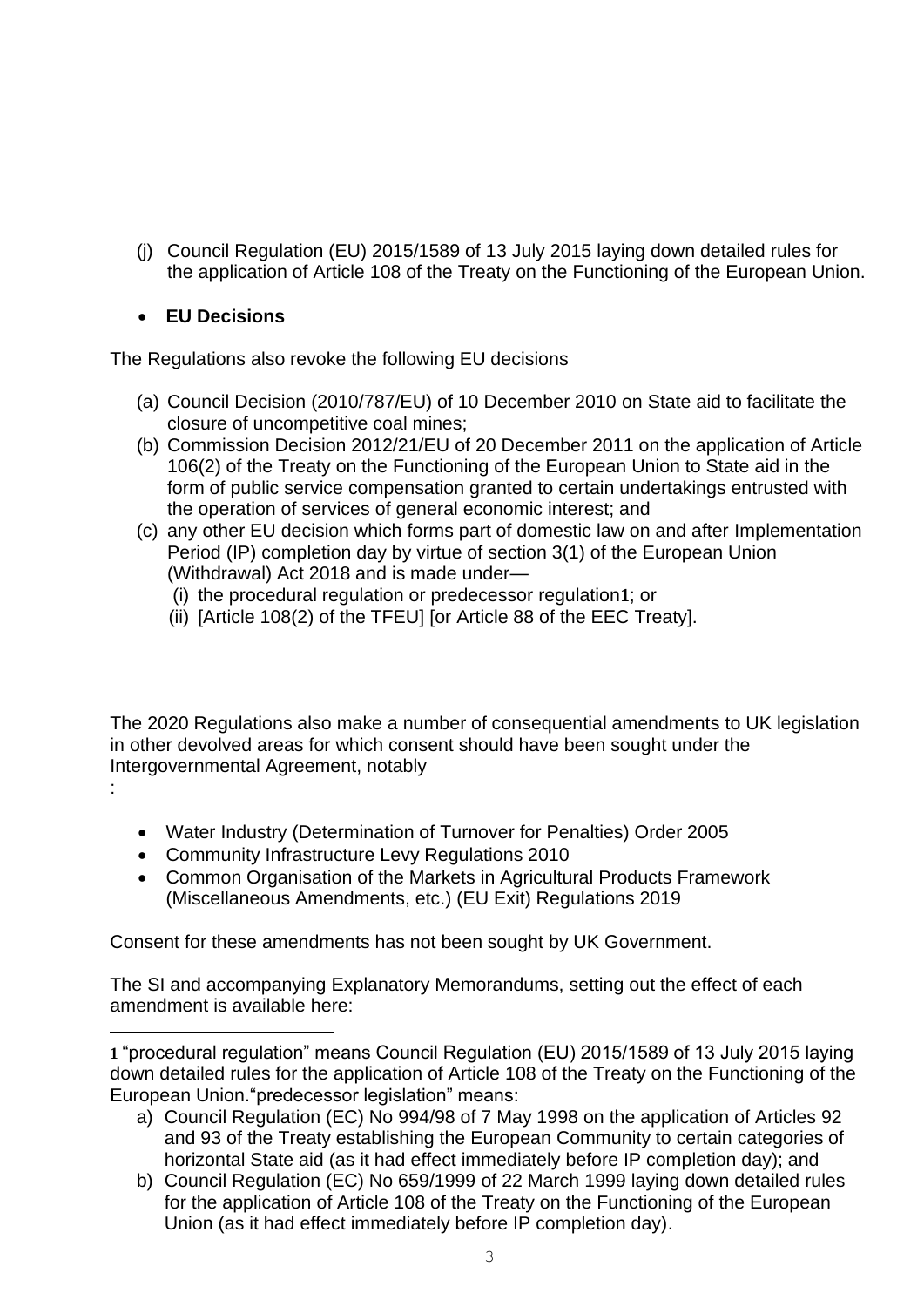(j) Council Regulation (EU) 2015/1589 of 13 July 2015 laying down detailed rules for the application of Article 108 of the Treaty on the Functioning of the European Union.

- **EU Decisions**

The Regulations also revoke the following EU decisions

(a) Council Decision (2010/787/EU) of 10 December 2010 on State aid to facilitate the closure of uncompetitive coal mines;
(b) Commission Decision 2012/21/EU of 20 December 2011 on the application of Article 106(2) of the Treaty on the Functioning of the European Union to State aid in the form of public service compensation granted to certain undertakings entrusted with the operation of services of general economic interest; and
(c) any other EU decision which forms part of domestic law on and after Implementation Period (IP) completion day by virtue of section 3(1) of the European Union (Withdrawal) Act 2018 and is made under—
    (i) the procedural regulation or predecessor regulation[1]; or
    (ii) [Article 108(2) of the TFEU] [or Article 88 of the EEC Treaty].

The 2020 Regulations also make a number of consequential amendments to UK legislation in other devolved areas for which consent should have been sought under the Intergovernmental Agreement, notably
:

- Water Industry (Determination of Turnover for Penalties) Order 2005
- Community Infrastructure Levy Regulations 2010
- Common Organisation of the Markets in Agricultural Products Framework (Miscellaneous Amendments, etc.) (EU Exit) Regulations 2019

Consent for these amendments has not been sought by UK Government.

The SI and accompanying Explanatory Memorandums, setting out the effect of each amendment is available here:

---

[1] "procedural regulation" means Council Regulation (EU) 2015/1589 of 13 July 2015 laying down detailed rules for the application of Article 108 of the Treaty on the Functioning of the European Union."predecessor legislation" means:

a) Council Regulation (EC) No 994/98 of 7 May 1998 on the application of Articles 92 and 93 of the Treaty establishing the European Community to certain categories of horizontal State aid (as it had effect immediately before IP completion day); and
b) Council Regulation (EC) No 659/1999 of 22 March 1999 laying down detailed rules for the application of Article 108 of the Treaty on the Functioning of the European Union (as it had effect immediately before IP completion day).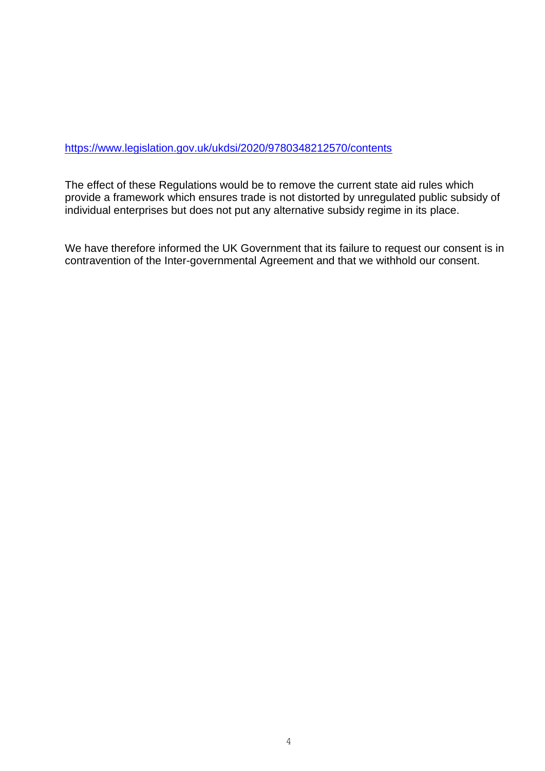https://www.legislation.gov.uk/ukdsi/2020/9780348212570/contents

The effect of these Regulations would be to remove the current state aid rules which provide a framework which ensures trade is not distorted by unregulated public subsidy of individual enterprises but does not put any alternative subsidy regime in its place.

We have therefore informed the UK Government that its failure to request our consent is in contravention of the Inter-governmental Agreement and that we withhold our consent.